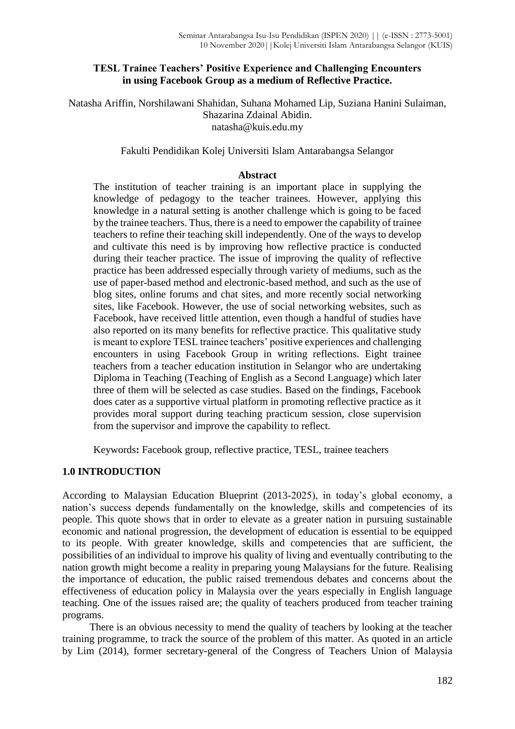# TESL Trainee Teachers' Positive Experience and Challenging Encounters in using Facebook Group as a medium of Reflective Practice.

Natasha Ariffin, Norshilawani Shahidan, Suhana Mohamed Lip, Suziana Hanini Sulaiman, Shazarina Zdainal Abidin.
natasha@kuis.edu.my

Fakulti Pendidikan Kolej Universiti Islam Antarabangsa Selangor

## Abstract

The institution of teacher training is an important place in supplying the knowledge of pedagogy to the teacher trainees. However, applying this knowledge in a natural setting is another challenge which is going to be faced by the trainee teachers. Thus, there is a need to empower the capability of trainee teachers to refine their teaching skill independently. One of the ways to develop and cultivate this need is by improving how reflective practice is conducted during their teacher practice. The issue of improving the quality of reflective practice has been addressed especially through variety of mediums, such as the use of paper-based method and electronic-based method, and such as the use of blog sites, online forums and chat sites, and more recently social networking sites, like Facebook. However, the use of social networking websites, such as Facebook, have received little attention, even though a handful of studies have also reported on its many benefits for reflective practice. This qualitative study is meant to explore TESL trainee teachers' positive experiences and challenging encounters in using Facebook Group in writing reflections. Eight trainee teachers from a teacher education institution in Selangor who are undertaking Diploma in Teaching (Teaching of English as a Second Language) which later three of them will be selected as case studies. Based on the findings, Facebook does cater as a supportive virtual platform in promoting reflective practice as it provides moral support during teaching practicum session, close supervision from the supervisor and improve the capability to reflect.

**Keywords:** Facebook group, reflective practice, TESL, trainee teachers

## 1.0 INTRODUCTION

According to Malaysian Education Blueprint (2013-2025), in today's global economy, a nation's success depends fundamentally on the knowledge, skills and competencies of its people. This quote shows that in order to elevate as a greater nation in pursuing sustainable economic and national progression, the development of education is essential to be equipped to its people. With greater knowledge, skills and competencies that are sufficient, the possibilities of an individual to improve his quality of living and eventually contributing to the nation growth might become a reality in preparing young Malaysians for the future. Realising the importance of education, the public raised tremendous debates and concerns about the effectiveness of education policy in Malaysia over the years especially in English language teaching. One of the issues raised are; the quality of teachers produced from teacher training programs.

There is an obvious necessity to mend the quality of teachers by looking at the teacher training programme, to track the source of the problem of this matter. As quoted in an article by Lim (2014), former secretary-general of the Congress of Teachers Union of Malaysia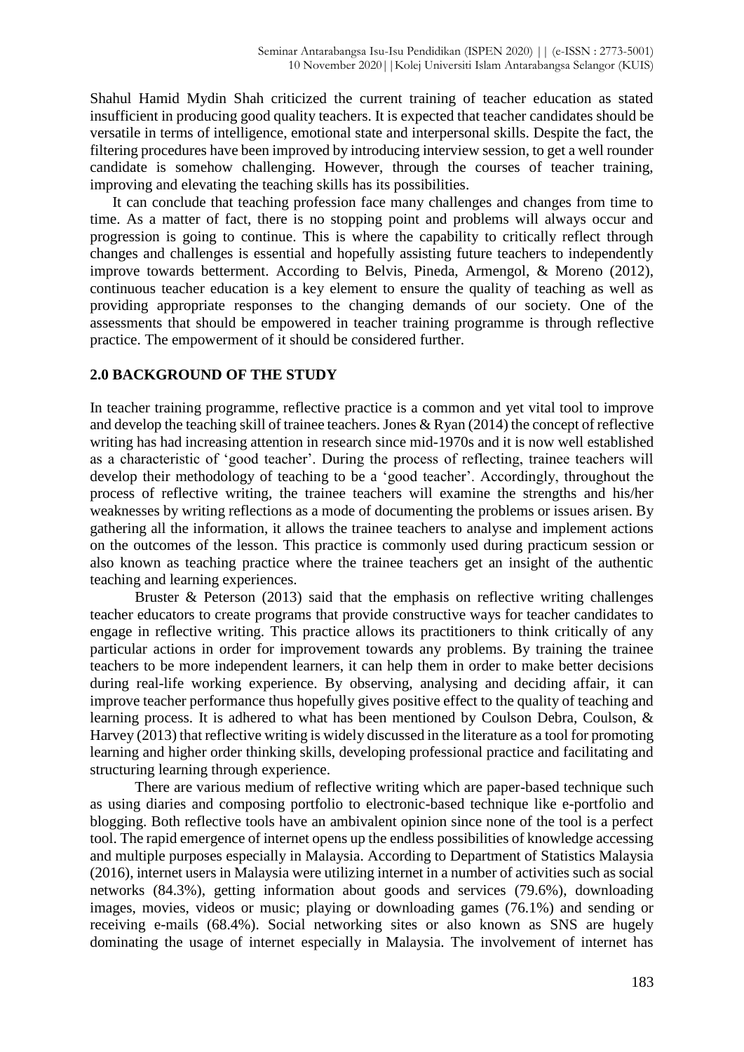Shahul Hamid Mydin Shah criticized the current training of teacher education as stated insufficient in producing good quality teachers. It is expected that teacher candidates should be versatile in terms of intelligence, emotional state and interpersonal skills. Despite the fact, the filtering procedures have been improved by introducing interview session, to get a well rounder candidate is somehow challenging. However, through the courses of teacher training, improving and elevating the teaching skills has its possibilities.

It can conclude that teaching profession face many challenges and changes from time to time. As a matter of fact, there is no stopping point and problems will always occur and progression is going to continue. This is where the capability to critically reflect through changes and challenges is essential and hopefully assisting future teachers to independently improve towards betterment. According to Belvis, Pineda, Armengol, & Moreno (2012), continuous teacher education is a key element to ensure the quality of teaching as well as providing appropriate responses to the changing demands of our society. One of the assessments that should be empowered in teacher training programme is through reflective practice. The empowerment of it should be considered further.

## 2.0 BACKGROUND OF THE STUDY

In teacher training programme, reflective practice is a common and yet vital tool to improve and develop the teaching skill of trainee teachers. Jones & Ryan (2014) the concept of reflective writing has had increasing attention in research since mid-1970s and it is now well established as a characteristic of 'good teacher'. During the process of reflecting, trainee teachers will develop their methodology of teaching to be a 'good teacher'. Accordingly, throughout the process of reflective writing, the trainee teachers will examine the strengths and his/her weaknesses by writing reflections as a mode of documenting the problems or issues arisen. By gathering all the information, it allows the trainee teachers to analyse and implement actions on the outcomes of the lesson. This practice is commonly used during practicum session or also known as teaching practice where the trainee teachers get an insight of the authentic teaching and learning experiences.

Bruster & Peterson (2013) said that the emphasis on reflective writing challenges teacher educators to create programs that provide constructive ways for teacher candidates to engage in reflective writing. This practice allows its practitioners to think critically of any particular actions in order for improvement towards any problems. By training the trainee teachers to be more independent learners, it can help them in order to make better decisions during real-life working experience. By observing, analysing and deciding affair, it can improve teacher performance thus hopefully gives positive effect to the quality of teaching and learning process. It is adhered to what has been mentioned by Coulson Debra, Coulson, & Harvey (2013) that reflective writing is widely discussed in the literature as a tool for promoting learning and higher order thinking skills, developing professional practice and facilitating and structuring learning through experience.

There are various medium of reflective writing which are paper-based technique such as using diaries and composing portfolio to electronic-based technique like e-portfolio and blogging. Both reflective tools have an ambivalent opinion since none of the tool is a perfect tool. The rapid emergence of internet opens up the endless possibilities of knowledge accessing and multiple purposes especially in Malaysia. According to Department of Statistics Malaysia (2016), internet users in Malaysia were utilizing internet in a number of activities such as social networks (84.3%), getting information about goods and services (79.6%), downloading images, movies, videos or music; playing or downloading games (76.1%) and sending or receiving e-mails (68.4%). Social networking sites or also known as SNS are hugely dominating the usage of internet especially in Malaysia. The involvement of internet has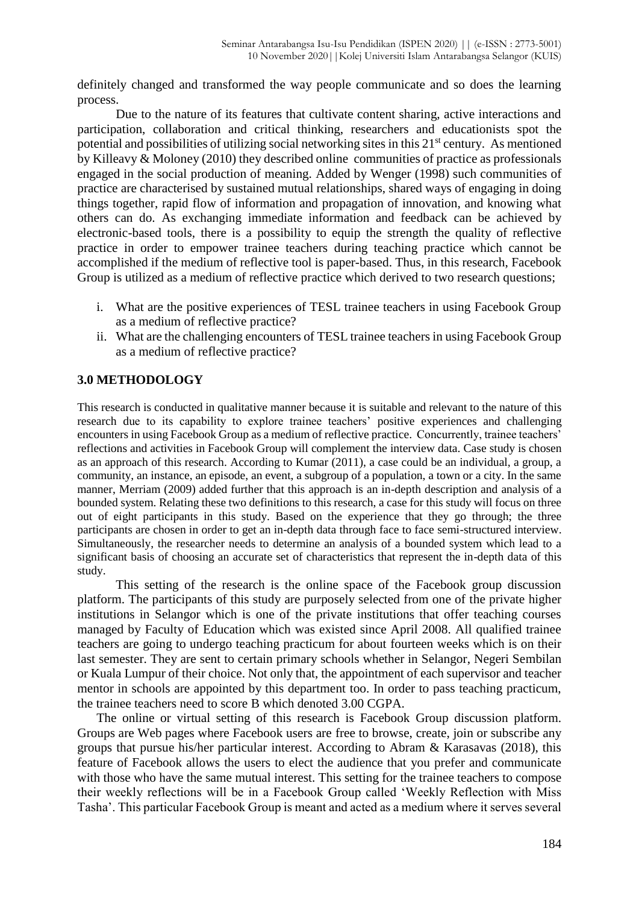definitely changed and transformed the way people communicate and so does the learning process.

Due to the nature of its features that cultivate content sharing, active interactions and participation, collaboration and critical thinking, researchers and educationists spot the potential and possibilities of utilizing social networking sites in this 21st century. As mentioned by Killeavy & Moloney (2010) they described online communities of practice as professionals engaged in the social production of meaning. Added by Wenger (1998) such communities of practice are characterised by sustained mutual relationships, shared ways of engaging in doing things together, rapid flow of information and propagation of innovation, and knowing what others can do. As exchanging immediate information and feedback can be achieved by electronic-based tools, there is a possibility to equip the strength the quality of reflective practice in order to empower trainee teachers during teaching practice which cannot be accomplished if the medium of reflective tool is paper-based. Thus, in this research, Facebook Group is utilized as a medium of reflective practice which derived to two research questions;

i. What are the positive experiences of TESL trainee teachers in using Facebook Group as a medium of reflective practice?
ii. What are the challenging encounters of TESL trainee teachers in using Facebook Group as a medium of reflective practice?

## 3.0 METHODOLOGY

This research is conducted in qualitative manner because it is suitable and relevant to the nature of this research due to its capability to explore trainee teachers' positive experiences and challenging encounters in using Facebook Group as a medium of reflective practice. Concurrently, trainee teachers' reflections and activities in Facebook Group will complement the interview data. Case study is chosen as an approach of this research. According to Kumar (2011), a case could be an individual, a group, a community, an instance, an episode, an event, a subgroup of a population, a town or a city. In the same manner, Merriam (2009) added further that this approach is an in-depth description and analysis of a bounded system. Relating these two definitions to this research, a case for this study will focus on three out of eight participants in this study. Based on the experience that they go through; the three participants are chosen in order to get an in-depth data through face to face semi-structured interview. Simultaneously, the researcher needs to determine an analysis of a bounded system which lead to a significant basis of choosing an accurate set of characteristics that represent the in-depth data of this study.

This setting of the research is the online space of the Facebook group discussion platform. The participants of this study are purposely selected from one of the private higher institutions in Selangor which is one of the private institutions that offer teaching courses managed by Faculty of Education which was existed since April 2008. All qualified trainee teachers are going to undergo teaching practicum for about fourteen weeks which is on their last semester. They are sent to certain primary schools whether in Selangor, Negeri Sembilan or Kuala Lumpur of their choice. Not only that, the appointment of each supervisor and teacher mentor in schools are appointed by this department too. In order to pass teaching practicum, the trainee teachers need to score B which denoted 3.00 CGPA.

The online or virtual setting of this research is Facebook Group discussion platform. Groups are Web pages where Facebook users are free to browse, create, join or subscribe any groups that pursue his/her particular interest. According to Abram & Karasavas (2018), this feature of Facebook allows the users to elect the audience that you prefer and communicate with those who have the same mutual interest. This setting for the trainee teachers to compose their weekly reflections will be in a Facebook Group called 'Weekly Reflection with Miss Tasha'. This particular Facebook Group is meant and acted as a medium where it serves several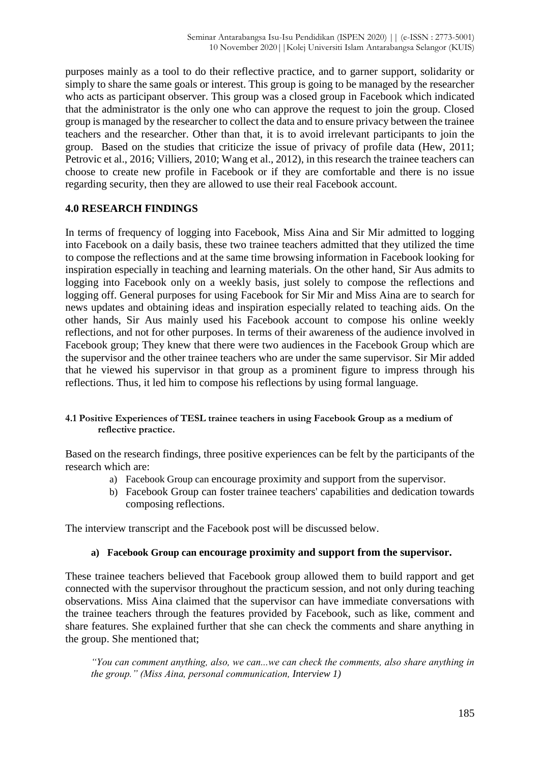purposes mainly as a tool to do their reflective practice, and to garner support, solidarity or simply to share the same goals or interest. This group is going to be managed by the researcher who acts as participant observer. This group was a closed group in Facebook which indicated that the administrator is the only one who can approve the request to join the group. Closed group is managed by the researcher to collect the data and to ensure privacy between the trainee teachers and the researcher. Other than that, it is to avoid irrelevant participants to join the group. Based on the studies that criticize the issue of privacy of profile data (Hew, 2011; Petrovic et al., 2016; Villiers, 2010; Wang et al., 2012), in this research the trainee teachers can choose to create new profile in Facebook or if they are comfortable and there is no issue regarding security, then they are allowed to use their real Facebook account.

## 4.0 RESEARCH FINDINGS

In terms of frequency of logging into Facebook, Miss Aina and Sir Mir admitted to logging into Facebook on a daily basis, these two trainee teachers admitted that they utilized the time to compose the reflections and at the same time browsing information in Facebook looking for inspiration especially in teaching and learning materials. On the other hand, Sir Aus admits to logging into Facebook only on a weekly basis, just solely to compose the reflections and logging off. General purposes for using Facebook for Sir Mir and Miss Aina are to search for news updates and obtaining ideas and inspiration especially related to teaching aids. On the other hands, Sir Aus mainly used his Facebook account to compose his online weekly reflections, and not for other purposes. In terms of their awareness of the audience involved in Facebook group; They knew that there were two audiences in the Facebook Group which are the supervisor and the other trainee teachers who are under the same supervisor. Sir Mir added that he viewed his supervisor in that group as a prominent figure to impress through his reflections. Thus, it led him to compose his reflections by using formal language.

### 4.1 Positive Experiences of TESL trainee teachers in using Facebook Group as a medium of reflective practice.

Based on the research findings, three positive experiences can be felt by the participants of the research which are:

a) Facebook Group can encourage proximity and support from the supervisor.
b) Facebook Group can foster trainee teachers' capabilities and dedication towards composing reflections.

The interview transcript and the Facebook post will be discussed below.

#### a) Facebook Group can encourage proximity and support from the supervisor.

These trainee teachers believed that Facebook group allowed them to build rapport and get connected with the supervisor throughout the practicum session, and not only during teaching observations. Miss Aina claimed that the supervisor can have immediate conversations with the trainee teachers through the features provided by Facebook, such as like, comment and share features. She explained further that she can check the comments and share anything in the group. She mentioned that;

*"You can comment anything, also, we can...we can check the comments, also share anything in the group." (Miss Aina, personal communication, Interview 1)*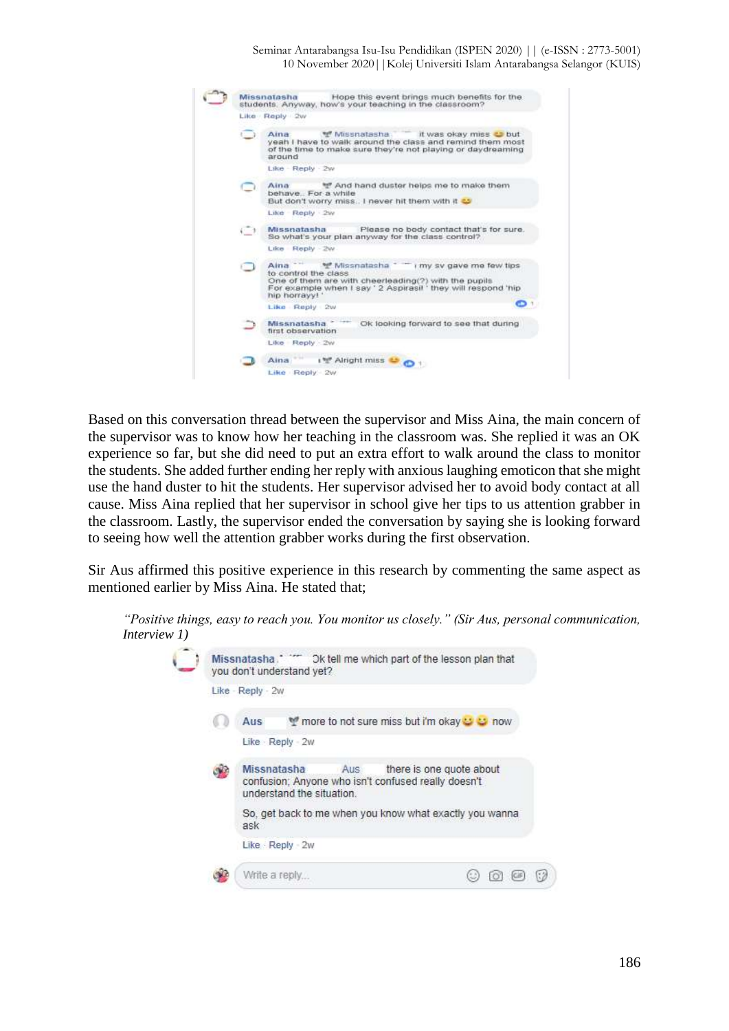Missnatasha Hope this event brings much benefits for the students. Anyway, how's your teaching in the classroom?

Like · Reply · 2w

Aina Missnatasha it was okay miss but yeah I have to walk around the class and remind them most of the time to make sure they're not playing or daydreaming around

Like · Reply · 2w

Aina And hand duster helps me to make them behave.. For a while
But don't worry miss.. I never hit them with it

Like · Reply · 2w

Missnatasha Please no body contact that's for sure. So what's your plan anyway for the class control?

Like · Reply · 2w

Aina Missnatasha my sv gave me few tips to control the class
One of them are with cheerleading(?) with the pupils
For example when I say ' 2 Aspirasi! ' they will respond 'hip hip horrayy! '

Like · Reply · 2w

Missnatasha Ok looking forward to see that during first observation

Like · Reply · 2w

Aina Alright miss

Like · Reply · 2w

Based on this conversation thread between the supervisor and Miss Aina, the main concern of the supervisor was to know how her teaching in the classroom was. She replied it was an OK experience so far, but she did need to put an extra effort to walk around the class to monitor the students. She added further ending her reply with anxious laughing emoticon that she might use the hand duster to hit the students. Her supervisor advised her to avoid body contact at all cause. Miss Aina replied that her supervisor in school give her tips to us attention grabber in the classroom. Lastly, the supervisor ended the conversation by saying she is looking forward to seeing how well the attention grabber works during the first observation.

Sir Aus affirmed this positive experience in this research by commenting the same aspect as mentioned earlier by Miss Aina. He stated that;

> *"Positive things, easy to reach you. You monitor us closely." (Sir Aus, personal communication, Interview 1)*

Missnatasha Ok tell me which part of the lesson plan that you don't understand yet?

Like · Reply · 2w

Aus more to not sure miss but i'm okay now

Like · Reply · 2w

Missnatasha Aus there is one quote about confusion; Anyone who isn't confused really doesn't understand the situation.

So, get back to me when you know what exactly you wanna ask

Like · Reply · 2w

Write a reply...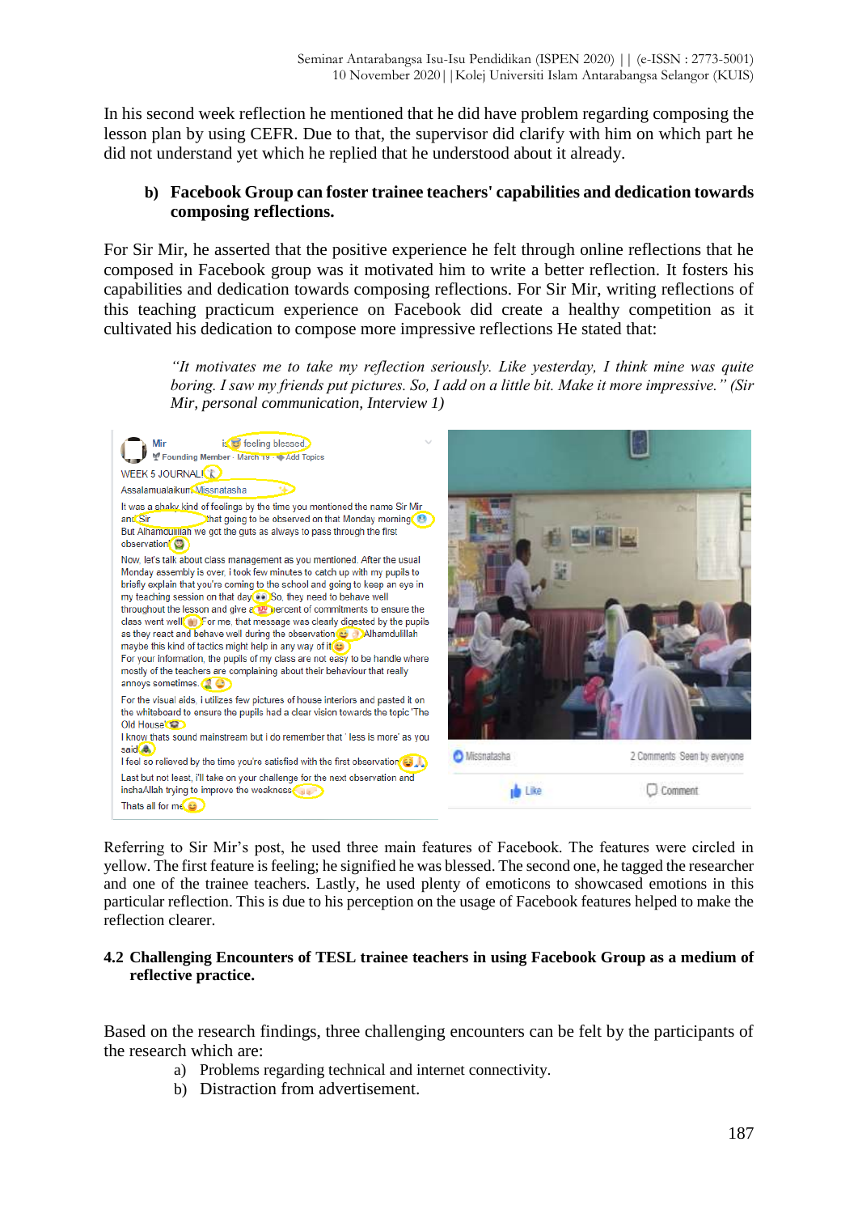In his second week reflection he mentioned that he did have problem regarding composing the lesson plan by using CEFR. Due to that, the supervisor did clarify with him on which part he did not understand yet which he replied that he understood about it already.

**b) Facebook Group can foster trainee teachers' capabilities and dedication towards composing reflections.**

For Sir Mir, he asserted that the positive experience he felt through online reflections that he composed in Facebook group was it motivated him to write a better reflection. It fosters his capabilities and dedication towards composing reflections. For Sir Mir, writing reflections of this teaching practicum experience on Facebook did create a healthy competition as it cultivated his dedication to compose more impressive reflections He stated that:

> *"It motivates me to take my reflection seriously. Like yesterday, I think mine was quite boring. I saw my friends put pictures. So, I add on a little bit. Make it more impressive." (Sir Mir, personal communication, Interview 1)*

Referring to Sir Mir's post, he used three main features of Facebook. The features were circled in yellow. The first feature is feeling; he signified he was blessed. The second one, he tagged the researcher and one of the trainee teachers. Lastly, he used plenty of emoticons to showcased emotions in this particular reflection. This is due to his perception on the usage of Facebook features helped to make the reflection clearer.

## 4.2 Challenging Encounters of TESL trainee teachers in using Facebook Group as a medium of reflective practice.

Based on the research findings, three challenging encounters can be felt by the participants of the research which are:

a) Problems regarding technical and internet connectivity.
b) Distraction from advertisement.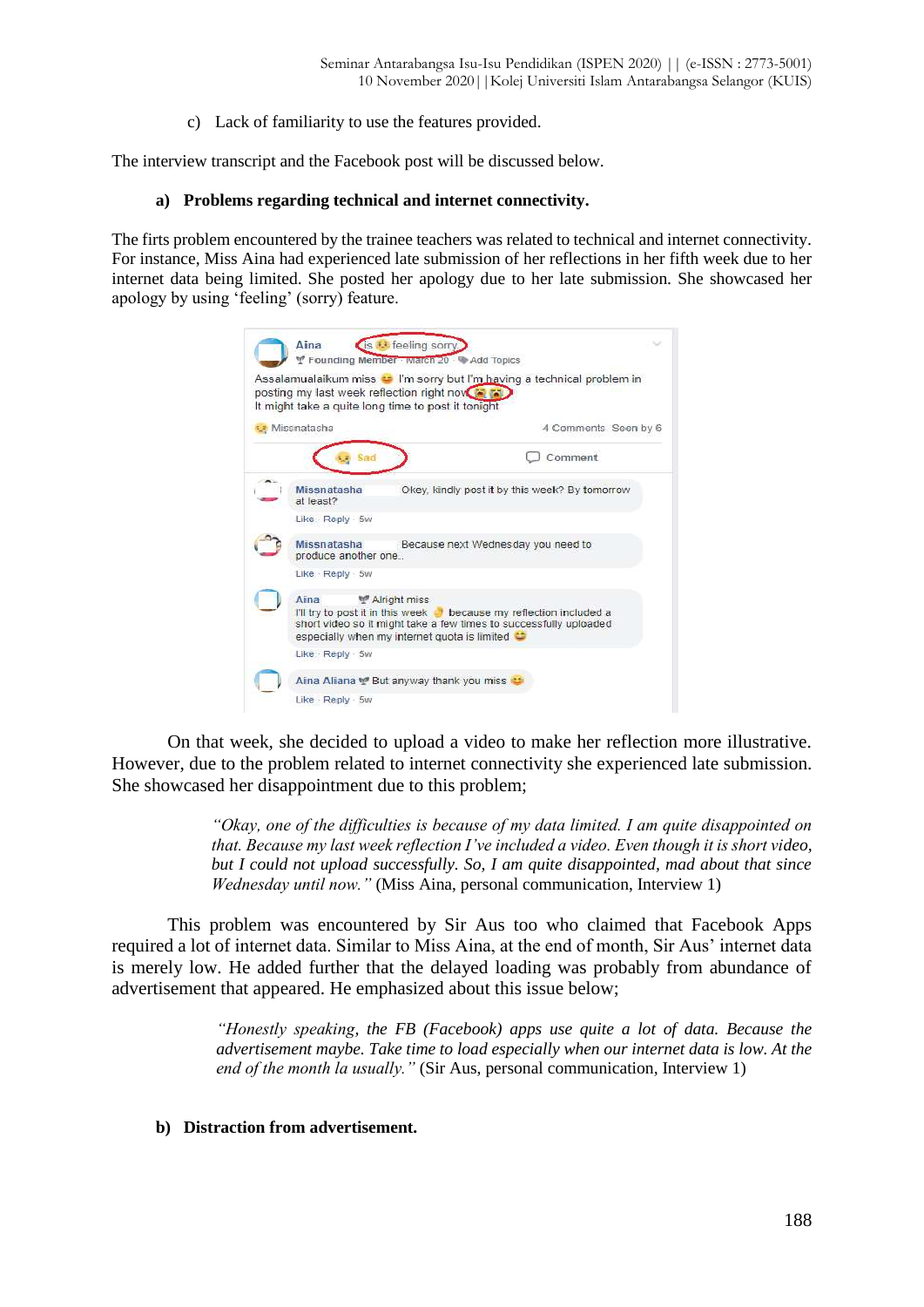c) Lack of familiarity to use the features provided.

The interview transcript and the Facebook post will be discussed below.

**a) Problems regarding technical and internet connectivity.**

The firts problem encountered by the trainee teachers was related to technical and internet connectivity. For instance, Miss Aina had experienced late submission of her reflections in her fifth week due to her internet data being limited. She posted her apology due to her late submission. She showcased her apology by using 'feeling' (sorry) feature.

On that week, she decided to upload a video to make her reflection more illustrative. However, due to the problem related to internet connectivity she experienced late submission. She showcased her disappointment due to this problem;

> *"Okay, one of the difficulties is because of my data limited. I am quite disappointed on that. Because my last week reflection I've included a video. Even though it is short video, but I could not upload successfully. So, I am quite disappointed, mad about that since Wednesday until now."* (Miss Aina, personal communication, Interview 1)

This problem was encountered by Sir Aus too who claimed that Facebook Apps required a lot of internet data. Similar to Miss Aina, at the end of month, Sir Aus' internet data is merely low. He added further that the delayed loading was probably from abundance of advertisement that appeared. He emphasized about this issue below;

> *"Honestly speaking, the FB (Facebook) apps use quite a lot of data. Because the advertisement maybe. Take time to load especially when our internet data is low. At the end of the month la usually."* (Sir Aus, personal communication, Interview 1)

**b) Distraction from advertisement.**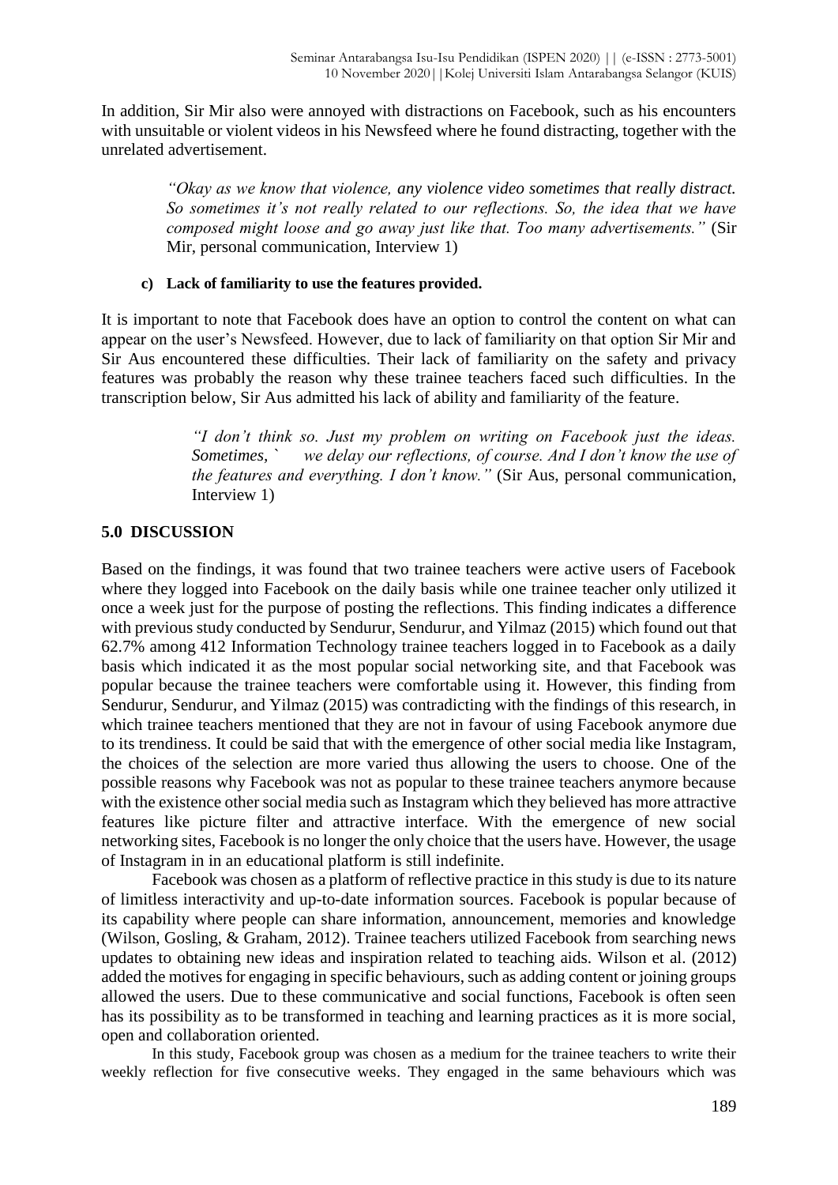In addition, Sir Mir also were annoyed with distractions on Facebook, such as his encounters with unsuitable or violent videos in his Newsfeed where he found distracting, together with the unrelated advertisement.

> *"Okay as we know that violence, any violence video sometimes that really distract. So sometimes it's not really related to our reflections. So, the idea that we have composed might loose and go away just like that. Too many advertisements."* (Sir Mir, personal communication, Interview 1)

**c) Lack of familiarity to use the features provided.**

It is important to note that Facebook does have an option to control the content on what can appear on the user's Newsfeed. However, due to lack of familiarity on that option Sir Mir and Sir Aus encountered these difficulties. Their lack of familiarity on the safety and privacy features was probably the reason why these trainee teachers faced such difficulties. In the transcription below, Sir Aus admitted his lack of ability and familiarity of the feature.

> *"I don't think so. Just my problem on writing on Facebook just the ideas. Sometimes, ` we delay our reflections, of course. And I don't know the use of the features and everything. I don't know."* (Sir Aus, personal communication, Interview 1)

## 5.0 DISCUSSION

Based on the findings, it was found that two trainee teachers were active users of Facebook where they logged into Facebook on the daily basis while one trainee teacher only utilized it once a week just for the purpose of posting the reflections. This finding indicates a difference with previous study conducted by Sendurur, Sendurur, and Yilmaz (2015) which found out that 62.7% among 412 Information Technology trainee teachers logged in to Facebook as a daily basis which indicated it as the most popular social networking site, and that Facebook was popular because the trainee teachers were comfortable using it. However, this finding from Sendurur, Sendurur, and Yilmaz (2015) was contradicting with the findings of this research, in which trainee teachers mentioned that they are not in favour of using Facebook anymore due to its trendiness. It could be said that with the emergence of other social media like Instagram, the choices of the selection are more varied thus allowing the users to choose. One of the possible reasons why Facebook was not as popular to these trainee teachers anymore because with the existence other social media such as Instagram which they believed has more attractive features like picture filter and attractive interface. With the emergence of new social networking sites, Facebook is no longer the only choice that the users have. However, the usage of Instagram in in an educational platform is still indefinite.

Facebook was chosen as a platform of reflective practice in this study is due to its nature of limitless interactivity and up-to-date information sources. Facebook is popular because of its capability where people can share information, announcement, memories and knowledge (Wilson, Gosling, & Graham, 2012). Trainee teachers utilized Facebook from searching news updates to obtaining new ideas and inspiration related to teaching aids. Wilson et al. (2012) added the motives for engaging in specific behaviours, such as adding content or joining groups allowed the users. Due to these communicative and social functions, Facebook is often seen has its possibility as to be transformed in teaching and learning practices as it is more social, open and collaboration oriented.

In this study, Facebook group was chosen as a medium for the trainee teachers to write their weekly reflection for five consecutive weeks. They engaged in the same behaviours which was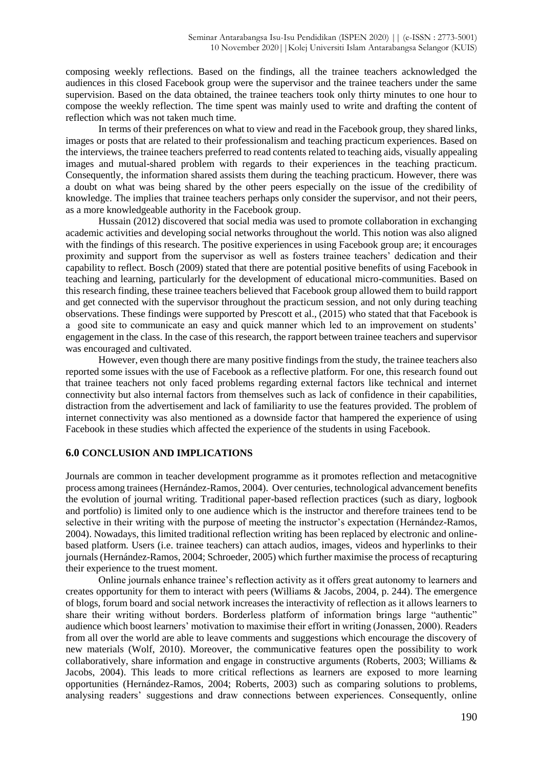composing weekly reflections. Based on the findings, all the trainee teachers acknowledged the audiences in this closed Facebook group were the supervisor and the trainee teachers under the same supervision. Based on the data obtained, the trainee teachers took only thirty minutes to one hour to compose the weekly reflection. The time spent was mainly used to write and drafting the content of reflection which was not taken much time.

In terms of their preferences on what to view and read in the Facebook group, they shared links, images or posts that are related to their professionalism and teaching practicum experiences. Based on the interviews, the trainee teachers preferred to read contents related to teaching aids, visually appealing images and mutual-shared problem with regards to their experiences in the teaching practicum. Consequently, the information shared assists them during the teaching practicum. However, there was a doubt on what was being shared by the other peers especially on the issue of the credibility of knowledge. The implies that trainee teachers perhaps only consider the supervisor, and not their peers, as a more knowledgeable authority in the Facebook group.

Hussain (2012) discovered that social media was used to promote collaboration in exchanging academic activities and developing social networks throughout the world. This notion was also aligned with the findings of this research. The positive experiences in using Facebook group are; it encourages proximity and support from the supervisor as well as fosters trainee teachers' dedication and their capability to reflect. Bosch (2009) stated that there are potential positive benefits of using Facebook in teaching and learning, particularly for the development of educational micro-communities. Based on this research finding, these trainee teachers believed that Facebook group allowed them to build rapport and get connected with the supervisor throughout the practicum session, and not only during teaching observations. These findings were supported by Prescott et al., (2015) who stated that that Facebook is a good site to communicate an easy and quick manner which led to an improvement on students' engagement in the class. In the case of this research, the rapport between trainee teachers and supervisor was encouraged and cultivated.

However, even though there are many positive findings from the study, the trainee teachers also reported some issues with the use of Facebook as a reflective platform. For one, this research found out that trainee teachers not only faced problems regarding external factors like technical and internet connectivity but also internal factors from themselves such as lack of confidence in their capabilities, distraction from the advertisement and lack of familiarity to use the features provided. The problem of internet connectivity was also mentioned as a downside factor that hampered the experience of using Facebook in these studies which affected the experience of the students in using Facebook.

## 6.0 CONCLUSION AND IMPLICATIONS

Journals are common in teacher development programme as it promotes reflection and metacognitive process among trainees (Hernández-Ramos, 2004). Over centuries, technological advancement benefits the evolution of journal writing. Traditional paper-based reflection practices (such as diary, logbook and portfolio) is limited only to one audience which is the instructor and therefore trainees tend to be selective in their writing with the purpose of meeting the instructor's expectation (Hernández-Ramos, 2004). Nowadays, this limited traditional reflection writing has been replaced by electronic and online-based platform. Users (i.e. trainee teachers) can attach audios, images, videos and hyperlinks to their journals (Hernández-Ramos, 2004; Schroeder, 2005) which further maximise the process of recapturing their experience to the truest moment.

Online journals enhance trainee's reflection activity as it offers great autonomy to learners and creates opportunity for them to interact with peers (Williams & Jacobs, 2004, p. 244). The emergence of blogs, forum board and social network increases the interactivity of reflection as it allows learners to share their writing without borders. Borderless platform of information brings large "authentic" audience which boost learners' motivation to maximise their effort in writing (Jonassen, 2000). Readers from all over the world are able to leave comments and suggestions which encourage the discovery of new materials (Wolf, 2010). Moreover, the communicative features open the possibility to work collaboratively, share information and engage in constructive arguments (Roberts, 2003; Williams & Jacobs, 2004). This leads to more critical reflections as learners are exposed to more learning opportunities (Hernández-Ramos, 2004; Roberts, 2003) such as comparing solutions to problems, analysing readers' suggestions and draw connections between experiences. Consequently, online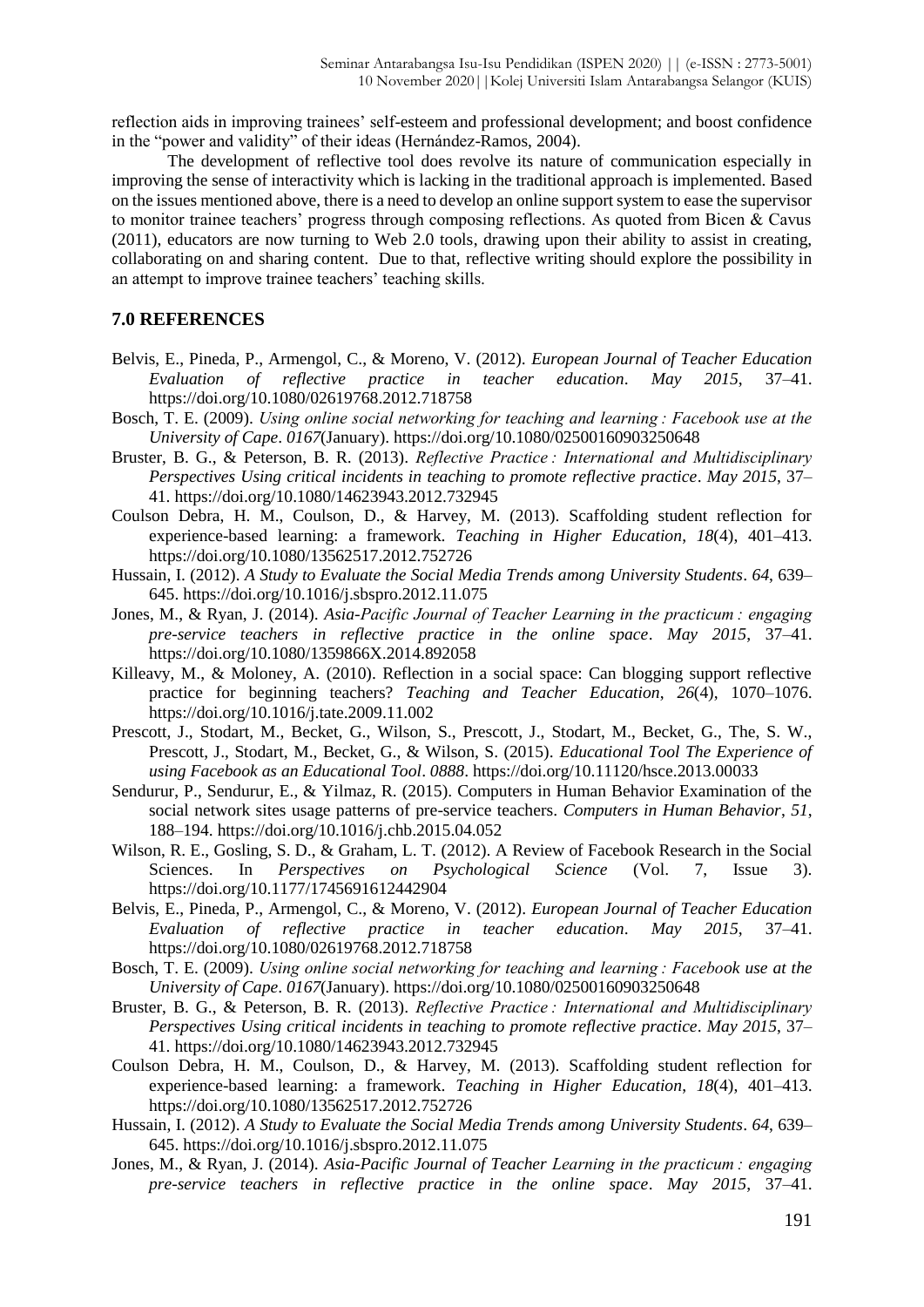reflection aids in improving trainees' self-esteem and professional development; and boost confidence in the "power and validity" of their ideas (Hernández-Ramos, 2004).

The development of reflective tool does revolve its nature of communication especially in improving the sense of interactivity which is lacking in the traditional approach is implemented. Based on the issues mentioned above, there is a need to develop an online support system to ease the supervisor to monitor trainee teachers' progress through composing reflections. As quoted from Bicen & Cavus (2011), educators are now turning to Web 2.0 tools, drawing upon their ability to assist in creating, collaborating on and sharing content. Due to that, reflective writing should explore the possibility in an attempt to improve trainee teachers' teaching skills.

## 7.0 REFERENCES

Belvis, E., Pineda, P., Armengol, C., & Moreno, V. (2012). *European Journal of Teacher Education Evaluation of reflective practice in teacher education*. *May 2015*, 37–41. https://doi.org/10.1080/02619768.2012.718758

Bosch, T. E. (2009). *Using online social networking for teaching and learning : Facebook use at the University of Cape*. *0167*(January). https://doi.org/10.1080/02500160903250648

Bruster, B. G., & Peterson, B. R. (2013). *Reflective Practice : International and Multidisciplinary Perspectives Using critical incidents in teaching to promote reflective practice*. *May 2015*, 37–41. https://doi.org/10.1080/14623943.2012.732945

Coulson Debra, H. M., Coulson, D., & Harvey, M. (2013). Scaffolding student reflection for experience-based learning: a framework. *Teaching in Higher Education*, *18*(4), 401–413. https://doi.org/10.1080/13562517.2012.752726

Hussain, I. (2012). *A Study to Evaluate the Social Media Trends among University Students*. *64*, 639–645. https://doi.org/10.1016/j.sbspro.2012.11.075

Jones, M., & Ryan, J. (2014). *Asia-Pacific Journal of Teacher Learning in the practicum : engaging pre-service teachers in reflective practice in the online space*. *May 2015*, 37–41. https://doi.org/10.1080/1359866X.2014.892058

Killeavy, M., & Moloney, A. (2010). Reflection in a social space: Can blogging support reflective practice for beginning teachers? *Teaching and Teacher Education*, *26*(4), 1070–1076. https://doi.org/10.1016/j.tate.2009.11.002

Prescott, J., Stodart, M., Becket, G., Wilson, S., Prescott, J., Stodart, M., Becket, G., The, S. W., Prescott, J., Stodart, M., Becket, G., & Wilson, S. (2015). *Educational Tool The Experience of using Facebook as an Educational Tool*. *0888*. https://doi.org/10.11120/hsce.2013.00033

Sendurur, P., Sendurur, E., & Yilmaz, R. (2015). Computers in Human Behavior Examination of the social network sites usage patterns of pre-service teachers. *Computers in Human Behavior*, *51*, 188–194. https://doi.org/10.1016/j.chb.2015.04.052

Wilson, R. E., Gosling, S. D., & Graham, L. T. (2012). A Review of Facebook Research in the Social Sciences. In *Perspectives on Psychological Science* (Vol. 7, Issue 3). https://doi.org/10.1177/1745691612442904

Belvis, E., Pineda, P., Armengol, C., & Moreno, V. (2012). *European Journal of Teacher Education Evaluation of reflective practice in teacher education*. *May 2015*, 37–41. https://doi.org/10.1080/02619768.2012.718758

Bosch, T. E. (2009). *Using online social networking for teaching and learning : Facebook use at the University of Cape*. *0167*(January). https://doi.org/10.1080/02500160903250648

Bruster, B. G., & Peterson, B. R. (2013). *Reflective Practice : International and Multidisciplinary Perspectives Using critical incidents in teaching to promote reflective practice*. *May 2015*, 37–41. https://doi.org/10.1080/14623943.2012.732945

Coulson Debra, H. M., Coulson, D., & Harvey, M. (2013). Scaffolding student reflection for experience-based learning: a framework. *Teaching in Higher Education*, *18*(4), 401–413. https://doi.org/10.1080/13562517.2012.752726

Hussain, I. (2012). *A Study to Evaluate the Social Media Trends among University Students*. *64*, 639–645. https://doi.org/10.1016/j.sbspro.2012.11.075

Jones, M., & Ryan, J. (2014). *Asia-Pacific Journal of Teacher Learning in the practicum : engaging pre-service teachers in reflective practice in the online space*. *May 2015*, 37–41.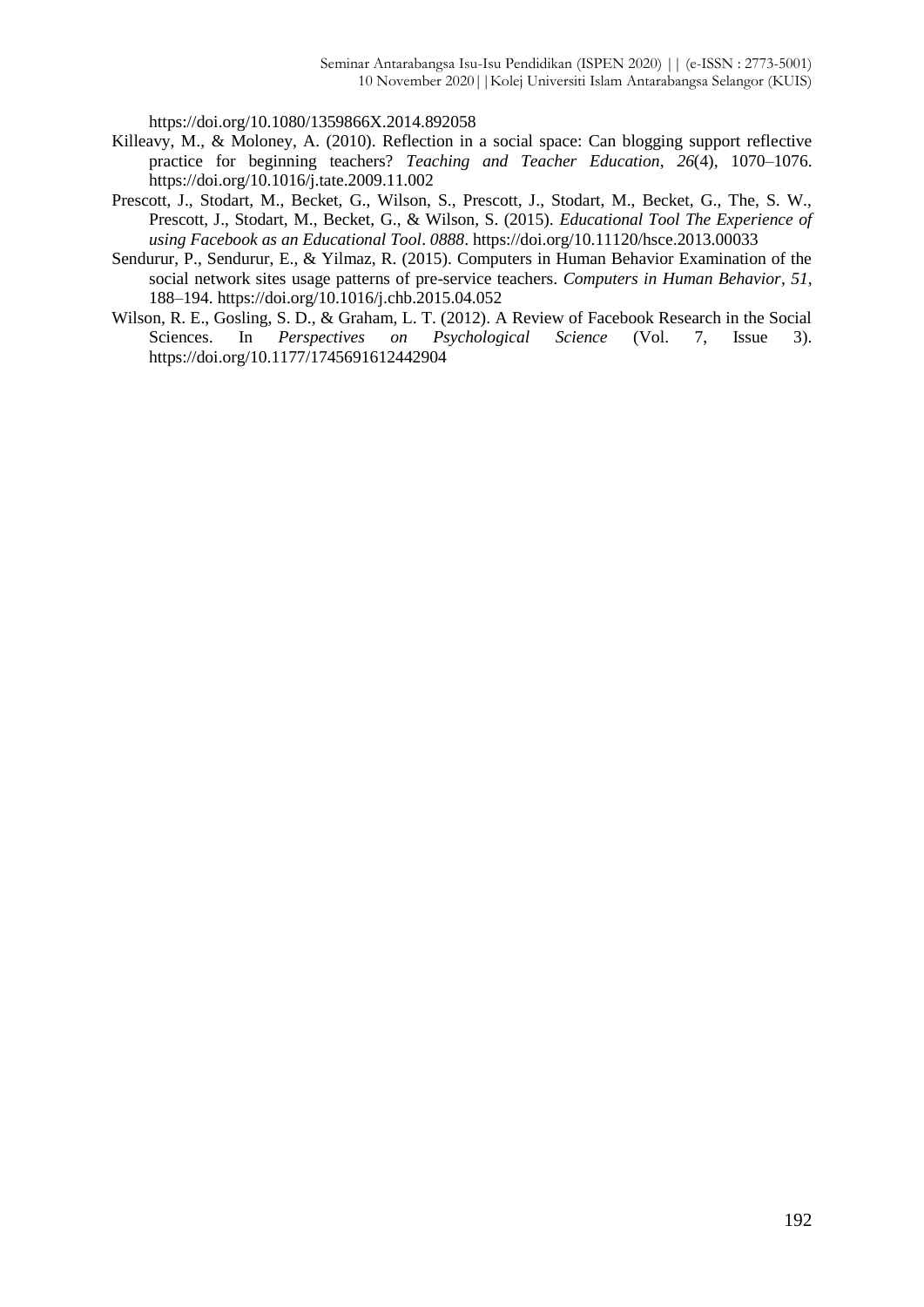https://doi.org/10.1080/1359866X.2014.892058

Killeavy, M., & Moloney, A. (2010). Reflection in a social space: Can blogging support reflective practice for beginning teachers? *Teaching and Teacher Education*, *26*(4), 1070–1076. https://doi.org/10.1016/j.tate.2009.11.002

Prescott, J., Stodart, M., Becket, G., Wilson, S., Prescott, J., Stodart, M., Becket, G., The, S. W., Prescott, J., Stodart, M., Becket, G., & Wilson, S. (2015). *Educational Tool The Experience of using Facebook as an Educational Tool*. *0888*. https://doi.org/10.11120/hsce.2013.00033

Sendurur, P., Sendurur, E., & Yilmaz, R. (2015). Computers in Human Behavior Examination of the social network sites usage patterns of pre-service teachers. *Computers in Human Behavior*, *51*, 188–194. https://doi.org/10.1016/j.chb.2015.04.052

Wilson, R. E., Gosling, S. D., & Graham, L. T. (2012). A Review of Facebook Research in the Social Sciences. In *Perspectives on Psychological Science* (Vol. 7, Issue 3). https://doi.org/10.1177/1745691612442904